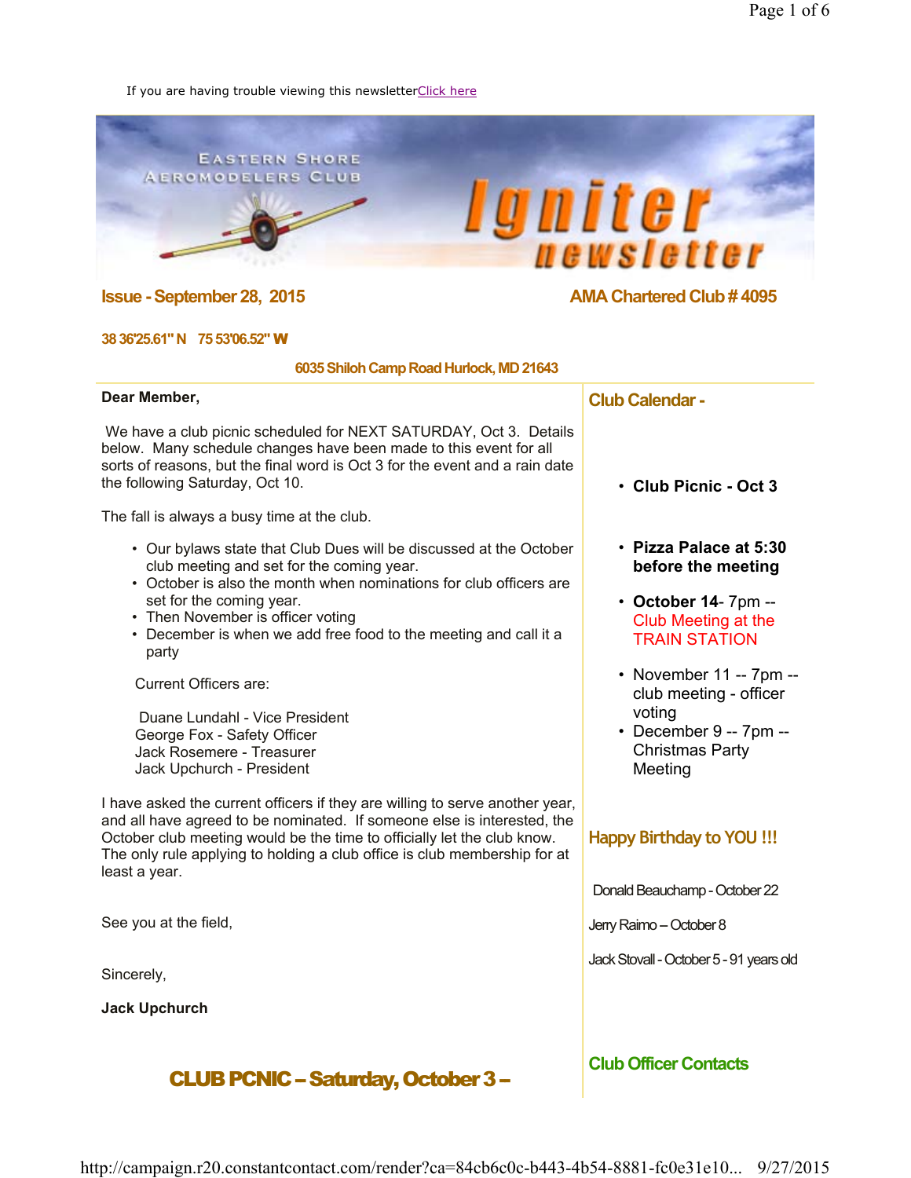If you are having trouble viewing this newsletter Click here

# Eastern Shore Aeromodelers Club — Igniter newsletter

**Issue - September 28, 2015**

**AMA Chartered Club # 4095**

**38 36'25.61" N 75 53'06.52" W**

**6035 Shiloh Camp Road Hurlock, MD 21643**

**Dear Member,**

We have a club picnic scheduled for NEXT SATURDAY, Oct 3. Details below. Many schedule changes have been made to this event for all sorts of reasons, but the final word is Oct 3 for the event and a rain date the following Saturday, Oct 10.

The fall is always a busy time at the club.

- Our bylaws state that Club Dues will be discussed at the October club meeting and set for the coming year.
- October is also the month when nominations for club officers are set for the coming year.
- Then November is officer voting
- December is when we add free food to the meeting and call it a party

Current Officers are:

Duane Lundahl - Vice President
George Fox - Safety Officer
Jack Rosemere - Treasurer
Jack Upchurch - President

I have asked the current officers if they are willing to serve another year, and all have agreed to be nominated. If someone else is interested, the October club meeting would be the time to officially let the club know. The only rule applying to holding a club office is club membership for at least a year.

See you at the field,

Sincerely,

**Jack Upchurch**

## Club Calendar -

- **Club Picnic - Oct 3**
- **Pizza Palace at 5:30 before the meeting**
- **October 14**- 7pm -- Club Meeting at the TRAIN STATION
- November 11 -- 7pm -- club meeting - officer voting
- December 9 -- 7pm -- Christmas Party Meeting

## Happy Birthday to YOU !!!

Donald Beauchamp - October 22

Jerry Raimo – October 8

Jack Stovall - October 5 - 91 years old

## Club Officer Contacts

## CLUB PCNIC – Saturday, October 3 –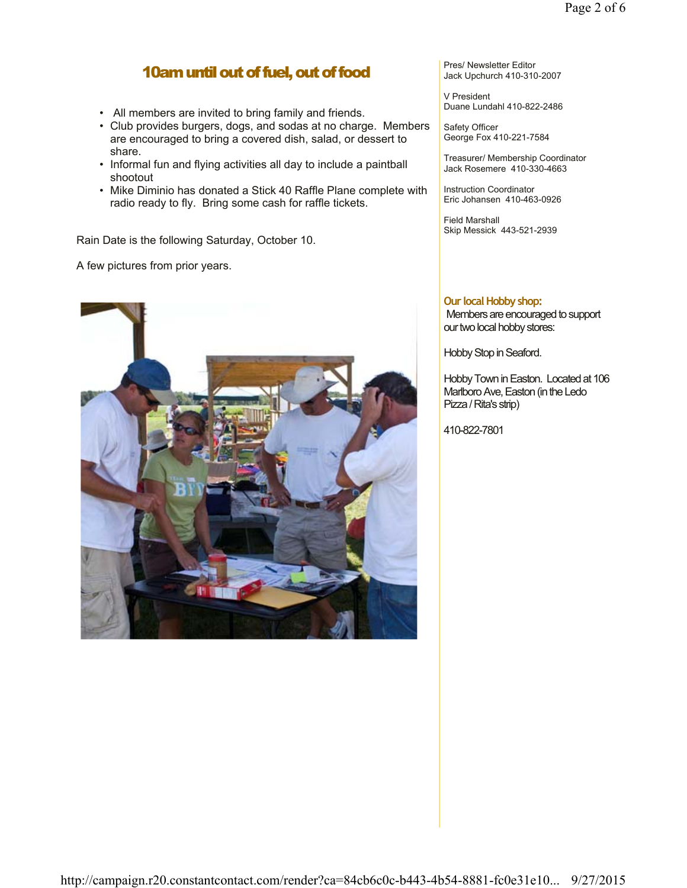## 10am until out of fuel, out of food

- All members are invited to bring family and friends.
- Club provides burgers, dogs, and sodas at no charge. Members are encouraged to bring a covered dish, salad, or dessert to share.
- Informal fun and flying activities all day to include a paintball shootout
- Mike Diminio has donated a Stick 40 Raffle Plane complete with radio ready to fly. Bring some cash for raffle tickets.

Rain Date is the following Saturday, October 10.

A few pictures from prior years.

Pres/ Newsletter Editor
Jack Upchurch 410-310-2007

V President
Duane Lundahl 410-822-2486

Safety Officer
George Fox 410-221-7584

Treasurer/ Membership Coordinator
Jack Rosemere 410-330-4663

Instruction Coordinator
Eric Johansen 410-463-0926

Field Marshall
Skip Messick 443-521-2939

### Our local Hobby shop:

Members are encouraged to support our two local hobby stores:

Hobby Stop in Seaford.

Hobby Town in Easton. Located at 106 Marlboro Ave, Easton (in the Ledo Pizza / Rita's strip)

410-822-7801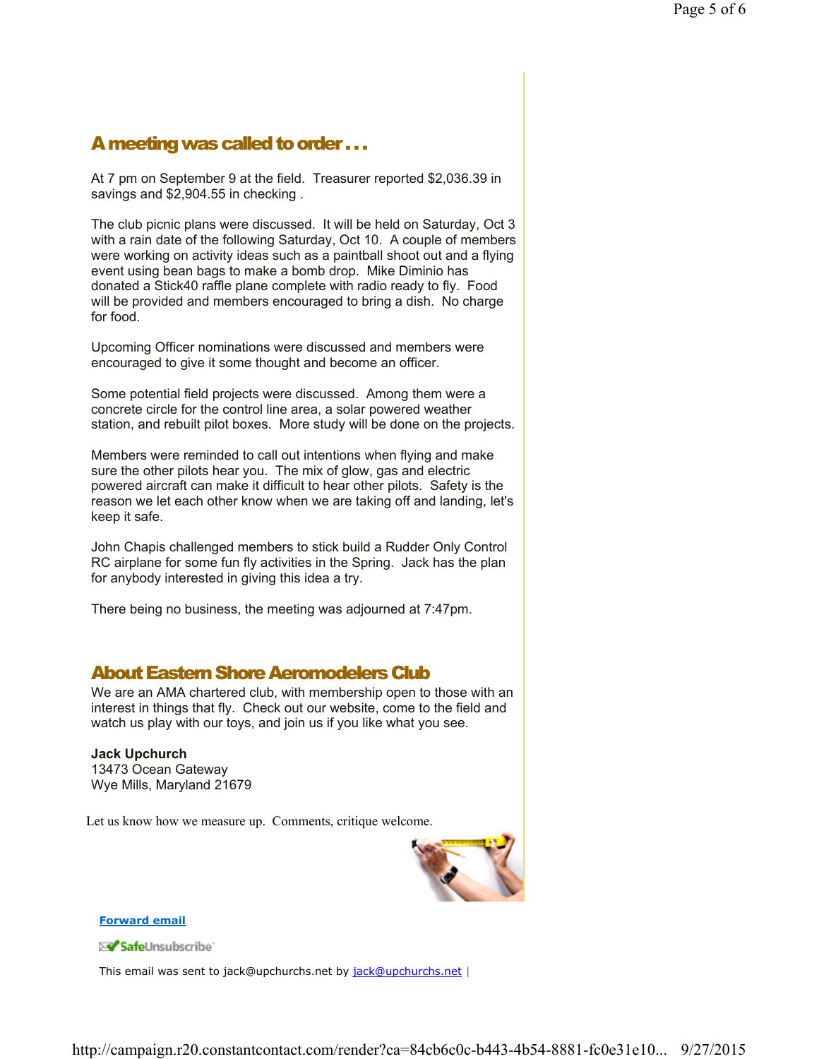## A meeting was called to order . . .

At 7 pm on September 9 at the field. Treasurer reported $2,036.39 in savings and $2,904.55 in checking .

The club picnic plans were discussed. It will be held on Saturday, Oct 3 with a rain date of the following Saturday, Oct 10. A couple of members were working on activity ideas such as a paintball shoot out and a flying event using bean bags to make a bomb drop. Mike Diminio has donated a Stick40 raffle plane complete with radio ready to fly. Food will be provided and members encouraged to bring a dish. No charge for food.

Upcoming Officer nominations were discussed and members were encouraged to give it some thought and become an officer.

Some potential field projects were discussed. Among them were a concrete circle for the control line area, a solar powered weather station, and rebuilt pilot boxes. More study will be done on the projects.

Members were reminded to call out intentions when flying and make sure the other pilots hear you. The mix of glow, gas and electric powered aircraft can make it difficult to hear other pilots. Safety is the reason we let each other know when we are taking off and landing, let's keep it safe.

John Chapis challenged members to stick build a Rudder Only Control RC airplane for some fun fly activities in the Spring. Jack has the plan for anybody interested in giving this idea a try.

There being no business, the meeting was adjourned at 7:47pm.

## About Eastern Shore Aeromodelers Club

We are an AMA chartered club, with membership open to those with an interest in things that fly. Check out our website, come to the field and watch us play with our toys, and join us if you like what you see.

**Jack Upchurch**
13473 Ocean Gateway
Wye Mills, Maryland 21679

Let us know how we measure up. Comments, critique welcome.

Forward email

SafeUnsubscribe

This email was sent to jack@upchurchs.net by jack@upchurchs.net |